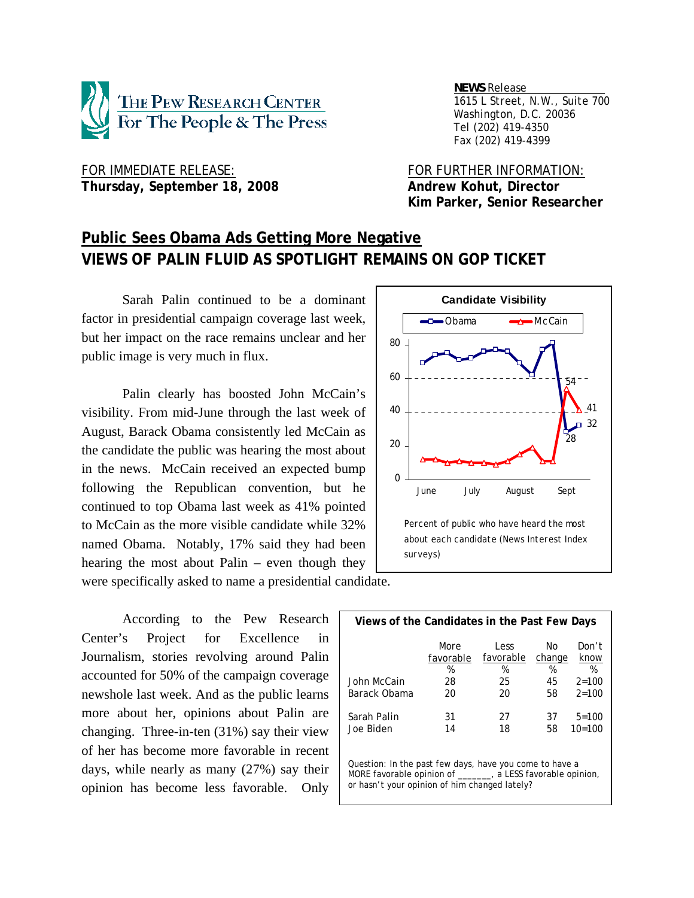**THE PEW RESEARCH CENTER**
**For The People & The Press**

**NEWS** Release
1615 L Street, N.W., Suite 700
Washington, D.C. 20036
Tel (202) 419-4350
Fax (202) 419-4399

FOR IMMEDIATE RELEASE:
**Thursday, September 18, 2008**

FOR FURTHER INFORMATION:
**Andrew Kohut, Director**
**Kim Parker, Senior Researcher**

## Public Sees Obama Ads Getting More Negative
## VIEWS OF PALIN FLUID AS SPOTLIGHT REMAINS ON GOP TICKET

Sarah Palin continued to be a dominant factor in presidential campaign coverage last week, but her impact on the race remains unclear and her public image is very much in flux.

Palin clearly has boosted John McCain's visibility. From mid-June through the last week of August, Barack Obama consistently led McCain as the candidate the public was hearing the most about in the news. McCain received an expected bump following the Republican convention, but he continued to top Obama last week as 41% pointed to McCain as the more visible candidate while 32% named Obama. Notably, 17% said they had been hearing the most about Palin – even though they were specifically asked to name a presidential candidate.

**Candidate Visibility**

Obama / McCain

Percent of public who have heard the most about each candidate (News Interest Index surveys)

According to the Pew Research Center's Project for Excellence in Journalism, stories revolving around Palin accounted for 50% of the campaign coverage newshole last week. And as the public learns more about her, opinions about Palin are changing. Three-in-ten (31%) say their view of her has become more favorable in recent days, while nearly as many (27%) say their opinion has become less favorable. Only

**Views of the Candidates in the Past Few Days**

| | More favorable | Less favorable | No change | Don't know |
|---|---|---|---|---|
| | % | % | % | % |
| John McCain | 28 | 25 | 45 | 2=100 |
| Barack Obama | 20 | 20 | 58 | 2=100 |
| Sarah Palin | 31 | 27 | 37 | 5=100 |
| Joe Biden | 14 | 18 | 58 | 10=100 |

Question: In the past few days, have you come to have a MORE favorable opinion of _______, a LESS favorable opinion, or hasn't your opinion of him changed lately?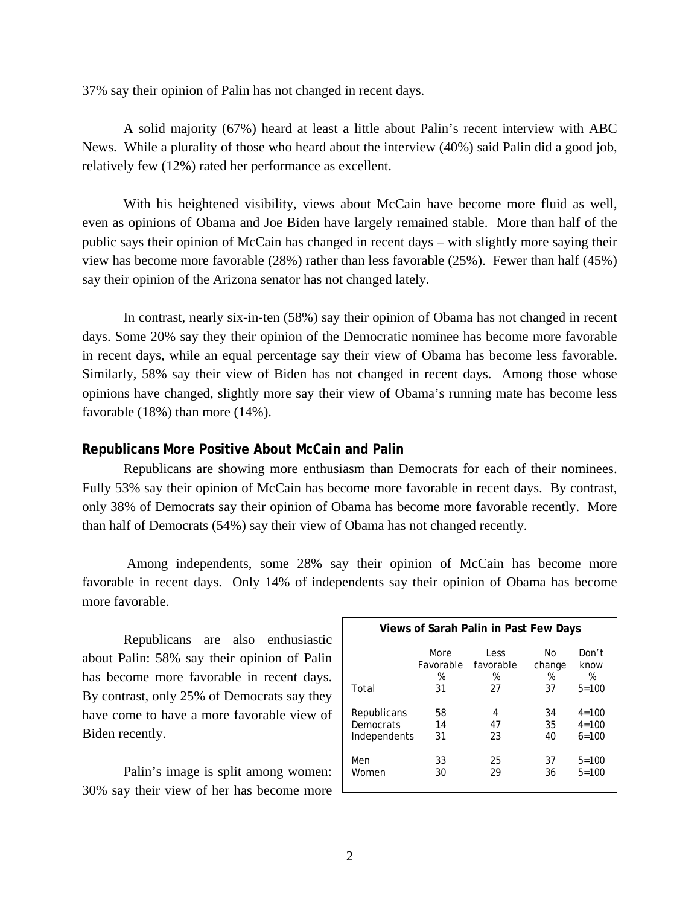37% say their opinion of Palin has not changed in recent days.

A solid majority (67%) heard at least a little about Palin's recent interview with ABC News. While a plurality of those who heard about the interview (40%) said Palin did a good job, relatively few (12%) rated her performance as excellent.

With his heightened visibility, views about McCain have become more fluid as well, even as opinions of Obama and Joe Biden have largely remained stable. More than half of the public says their opinion of McCain has changed in recent days – with slightly more saying their view has become more favorable (28%) rather than less favorable (25%). Fewer than half (45%) say their opinion of the Arizona senator has not changed lately.

In contrast, nearly six-in-ten (58%) say their opinion of Obama has not changed in recent days. Some 20% say they their opinion of the Democratic nominee has become more favorable in recent days, while an equal percentage say their view of Obama has become less favorable. Similarly, 58% say their view of Biden has not changed in recent days. Among those whose opinions have changed, slightly more say their view of Obama's running mate has become less favorable (18%) than more (14%).

### Republicans More Positive About McCain and Palin

Republicans are showing more enthusiasm than Democrats for each of their nominees. Fully 53% say their opinion of McCain has become more favorable in recent days. By contrast, only 38% of Democrats say their opinion of Obama has become more favorable recently. More than half of Democrats (54%) say their view of Obama has not changed recently.

Among independents, some 28% say their opinion of McCain has become more favorable in recent days. Only 14% of independents say their opinion of Obama has become more favorable.

Republicans are also enthusiastic about Palin: 58% say their opinion of Palin has become more favorable in recent days. By contrast, only 25% of Democrats say they have come to have a more favorable view of Biden recently.

**Views of Sarah Palin in Past Few Days**

| | More Favorable | Less favorable | No change | Don't know |
|---|---|---|---|---|
| | % | % | % | % |
| Total | 31 | 27 | 37 | 5=100 |
| Republicans | 58 | 4 | 34 | 4=100 |
| Democrats | 14 | 47 | 35 | 4=100 |
| Independents | 31 | 23 | 40 | 6=100 |
| Men | 33 | 25 | 37 | 5=100 |
| Women | 30 | 29 | 36 | 5=100 |

Palin's image is split among women: 30% say their view of her has become more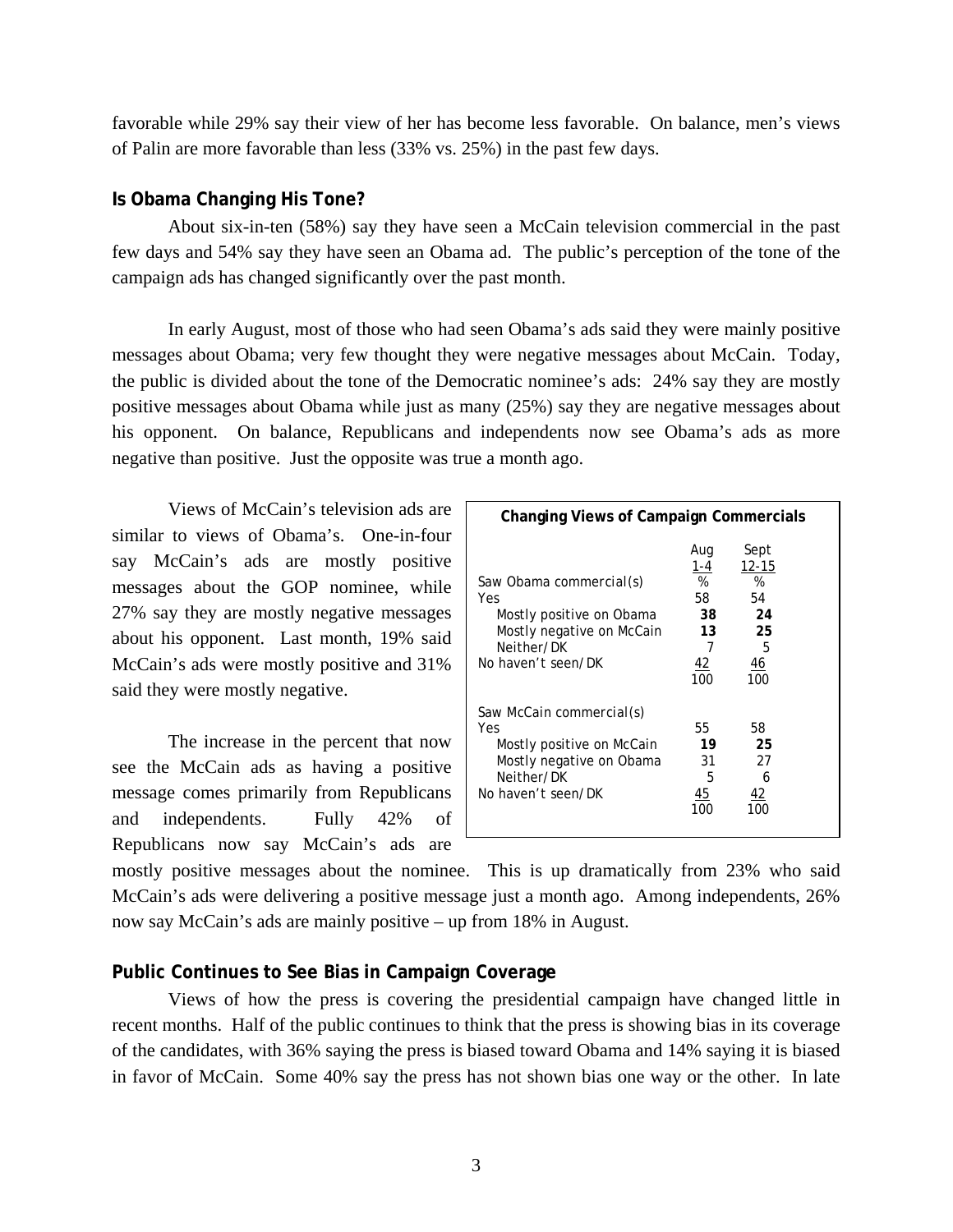favorable while 29% say their view of her has become less favorable. On balance, men's views of Palin are more favorable than less (33% vs. 25%) in the past few days.

### Is Obama Changing His Tone?

About six-in-ten (58%) say they have seen a McCain television commercial in the past few days and 54% say they have seen an Obama ad. The public's perception of the tone of the campaign ads has changed significantly over the past month.

In early August, most of those who had seen Obama's ads said they were mainly positive messages about Obama; very few thought they were negative messages about McCain. Today, the public is divided about the tone of the Democratic nominee's ads: 24% say they are mostly positive messages about Obama while just as many (25%) say they are negative messages about his opponent. On balance, Republicans and independents now see Obama's ads as more negative than positive. Just the opposite was true a month ago.

Views of McCain's television ads are similar to views of Obama's. One-in-four say McCain's ads are mostly positive messages about the GOP nominee, while 27% say they are mostly negative messages about his opponent. Last month, 19% said McCain's ads were mostly positive and 31% said they were mostly negative.

**Changing Views of Campaign Commercials**

| | Aug 1-4 | Sept 12-15 |
|---|---|---|
| Saw Obama commercial(s) | % | % |
| Yes | 58 | 54 |
| Mostly positive on Obama | **38** | **24** |
| Mostly negative on McCain | **13** | **25** |
| Neither/DK | 7 | 5 |
| No haven't seen/DK | 42 | 46 |
| | 100 | 100 |
| Saw McCain commercial(s) | | |
| Yes | 55 | 58 |
| Mostly positive on McCain | **19** | **25** |
| Mostly negative on Obama | 31 | 27 |
| Neither/DK | 5 | 6 |
| No haven't seen/DK | 45 | 42 |
| | 100 | 100 |

The increase in the percent that now see the McCain ads as having a positive message comes primarily from Republicans and independents. Fully 42% of Republicans now say McCain's ads are mostly positive messages about the nominee. This is up dramatically from 23% who said McCain's ads were delivering a positive message just a month ago. Among independents, 26% now say McCain's ads are mainly positive – up from 18% in August.

### Public Continues to See Bias in Campaign Coverage

Views of how the press is covering the presidential campaign have changed little in recent months. Half of the public continues to think that the press is showing bias in its coverage of the candidates, with 36% saying the press is biased toward Obama and 14% saying it is biased in favor of McCain. Some 40% say the press has not shown bias one way or the other. In late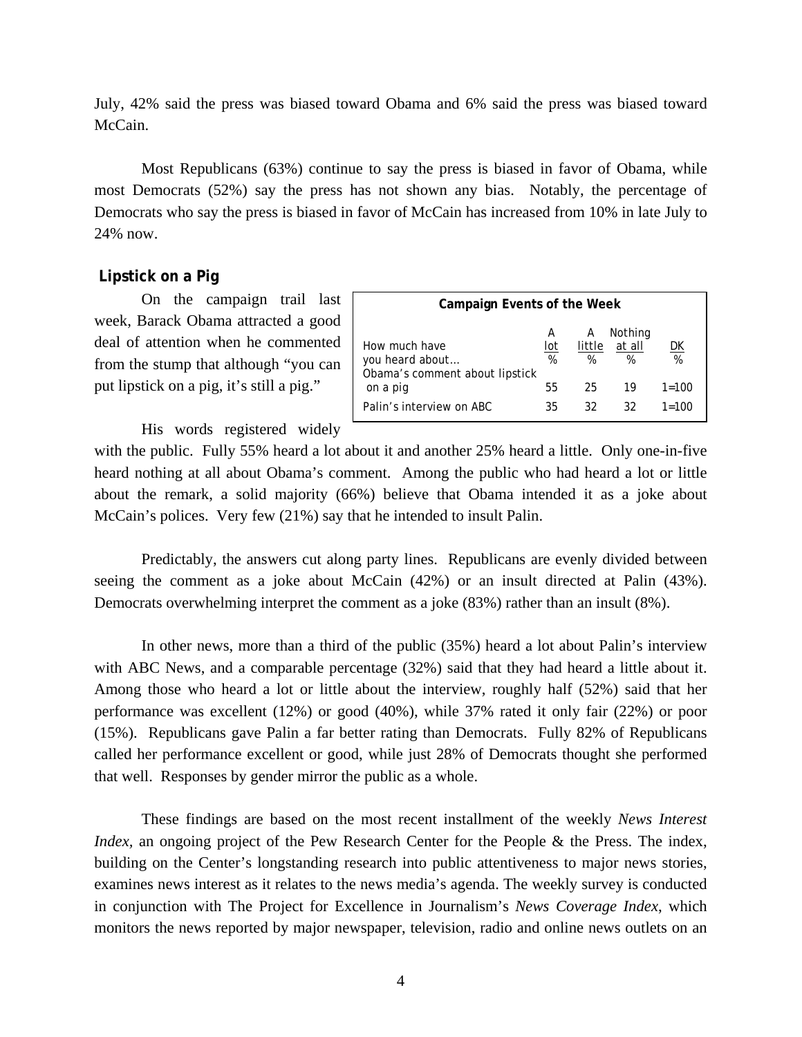July, 42% said the press was biased toward Obama and 6% said the press was biased toward McCain.

Most Republicans (63%) continue to say the press is biased in favor of Obama, while most Democrats (52%) say the press has not shown any bias. Notably, the percentage of Democrats who say the press is biased in favor of McCain has increased from 10% in late July to 24% now.

## Lipstick on a Pig

On the campaign trail last week, Barack Obama attracted a good deal of attention when he commented from the stump that although "you can put lipstick on a pig, it's still a pig."

**Campaign Events of the Week**

| How much have you heard about… | A lot % | A little % | Nothing at all % | DK % |
|---|---|---|---|---|
| Obama's comment about lipstick on a pig | 55 | 25 | 19 | 1=100 |
| Palin's interview on ABC | 35 | 32 | 32 | 1=100 |

His words registered widely with the public. Fully 55% heard a lot about it and another 25% heard a little. Only one-in-five heard nothing at all about Obama's comment. Among the public who had heard a lot or little about the remark, a solid majority (66%) believe that Obama intended it as a joke about McCain's polices. Very few (21%) say that he intended to insult Palin.

Predictably, the answers cut along party lines. Republicans are evenly divided between seeing the comment as a joke about McCain (42%) or an insult directed at Palin (43%). Democrats overwhelming interpret the comment as a joke (83%) rather than an insult (8%).

In other news, more than a third of the public (35%) heard a lot about Palin's interview with ABC News, and a comparable percentage (32%) said that they had heard a little about it. Among those who heard a lot or little about the interview, roughly half (52%) said that her performance was excellent (12%) or good (40%), while 37% rated it only fair (22%) or poor (15%). Republicans gave Palin a far better rating than Democrats. Fully 82% of Republicans called her performance excellent or good, while just 28% of Democrats thought she performed that well. Responses by gender mirror the public as a whole.

These findings are based on the most recent installment of the weekly *News Interest Index*, an ongoing project of the Pew Research Center for the People & the Press. The index, building on the Center's longstanding research into public attentiveness to major news stories, examines news interest as it relates to the news media's agenda. The weekly survey is conducted in conjunction with The Project for Excellence in Journalism's *News Coverage Index*, which monitors the news reported by major newspaper, television, radio and online news outlets on an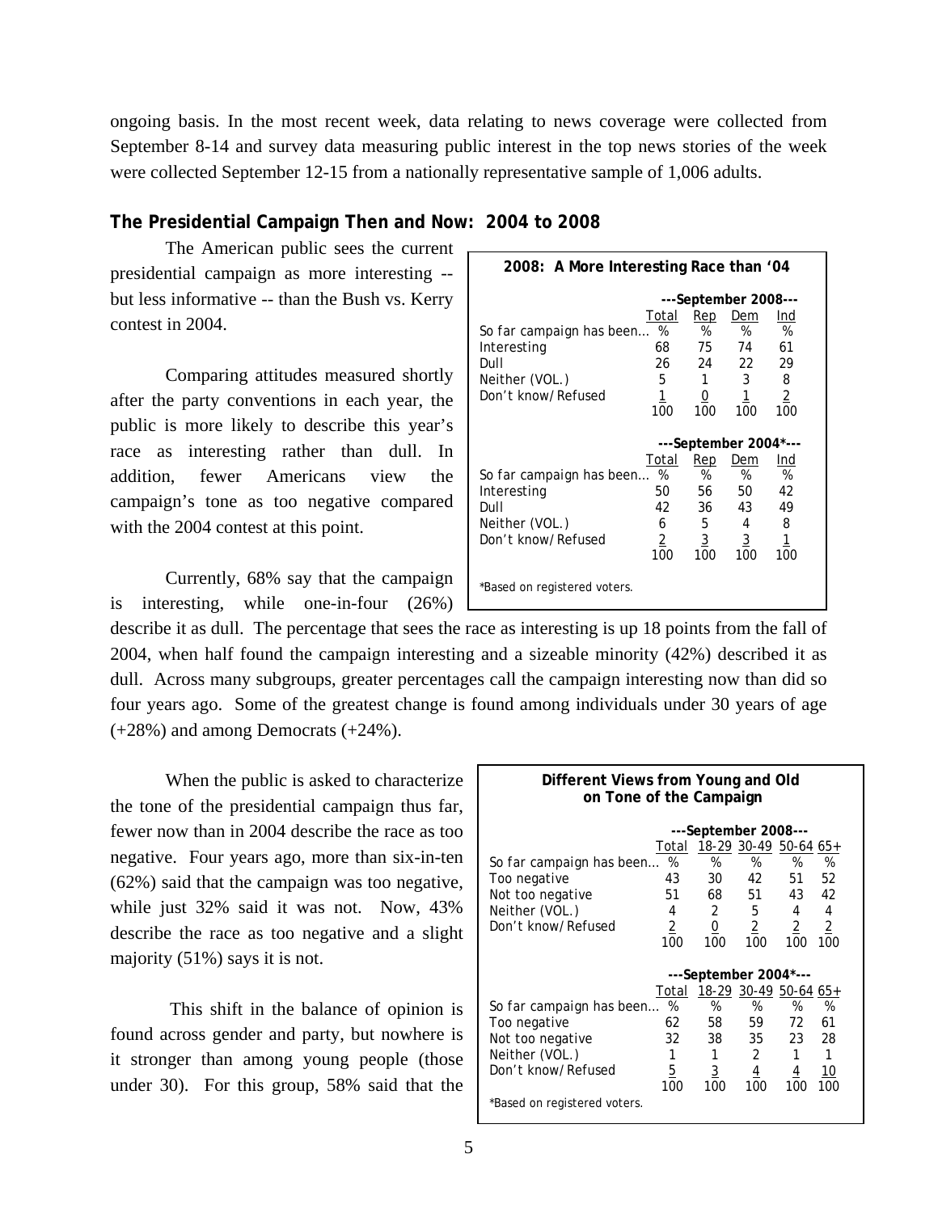ongoing basis. In the most recent week, data relating to news coverage were collected from September 8-14 and survey data measuring public interest in the top news stories of the week were collected September 12-15 from a nationally representative sample of 1,006 adults.

## The Presidential Campaign Then and Now: 2004 to 2008

The American public sees the current presidential campaign as more interesting -- but less informative -- than the Bush vs. Kerry contest in 2004.

Comparing attitudes measured shortly after the party conventions in each year, the public is more likely to describe this year's race as interesting rather than dull. In addition, fewer Americans view the campaign's tone as too negative compared with the 2004 contest at this point.

**2008: A More Interesting Race than '04**

| | ---September 2008--- | | | |
|---|---|---|---|---|
| | Total | Rep | Dem | Ind |
| So far campaign has been… | % | % | % | % |
| Interesting | 68 | 75 | 74 | 61 |
| Dull | 26 | 24 | 22 | 29 |
| Neither (VOL.) | 5 | 1 | 3 | 8 |
| Don't know/Refused | 1 | 0 | 1 | 2 |
| | 100 | 100 | 100 | 100 |
| | **---September 2004*---** | | | |
| | Total | Rep | Dem | Ind |
| So far campaign has been… | % | % | % | % |
| Interesting | 50 | 56 | 50 | 42 |
| Dull | 42 | 36 | 43 | 49 |
| Neither (VOL.) | 6 | 5 | 4 | 8 |
| Don't know/Refused | 2 | 3 | 3 | 1 |
| | 100 | 100 | 100 | 100 |

*Based on registered voters.

Currently, 68% say that the campaign is interesting, while one-in-four (26%) describe it as dull. The percentage that sees the race as interesting is up 18 points from the fall of 2004, when half found the campaign interesting and a sizeable minority (42%) described it as dull. Across many subgroups, greater percentages call the campaign interesting now than did so four years ago. Some of the greatest change is found among individuals under 30 years of age (+28%) and among Democrats (+24%).

When the public is asked to characterize the tone of the presidential campaign thus far, fewer now than in 2004 describe the race as too negative. Four years ago, more than six-in-ten (62%) said that the campaign was too negative, while just 32% said it was not. Now, 43% describe the race as too negative and a slight majority (51%) says it is not.

This shift in the balance of opinion is found across gender and party, but nowhere is it stronger than among young people (those under 30). For this group, 58% said that the

**Different Views from Young and Old on Tone of the Campaign**

| | ---September 2008--- | | | | |
|---|---|---|---|---|---|
| | Total | 18-29 | 30-49 | 50-64 | 65+ |
| So far campaign has been… | % | % | % | % | % |
| Too negative | 43 | 30 | 42 | 51 | 52 |
| Not too negative | 51 | 68 | 51 | 43 | 42 |
| Neither (VOL.) | 4 | 2 | 5 | 4 | 4 |
| Don't know/Refused | 2 | 0 | 2 | 2 | 2 |
| | 100 | 100 | 100 | 100 | 100 |
| | **---September 2004*---** | | | | |
| | Total | 18-29 | 30-49 | 50-64 | 65+ |
| So far campaign has been… | % | % | % | % | % |
| Too negative | 62 | 58 | 59 | 72 | 61 |
| Not too negative | 32 | 38 | 35 | 23 | 28 |
| Neither (VOL.) | 1 | 1 | 2 | 1 | 1 |
| Don't know/Refused | 5 | 3 | 4 | 4 | 10 |
| | 100 | 100 | 100 | 100 | 100 |

*Based on registered voters.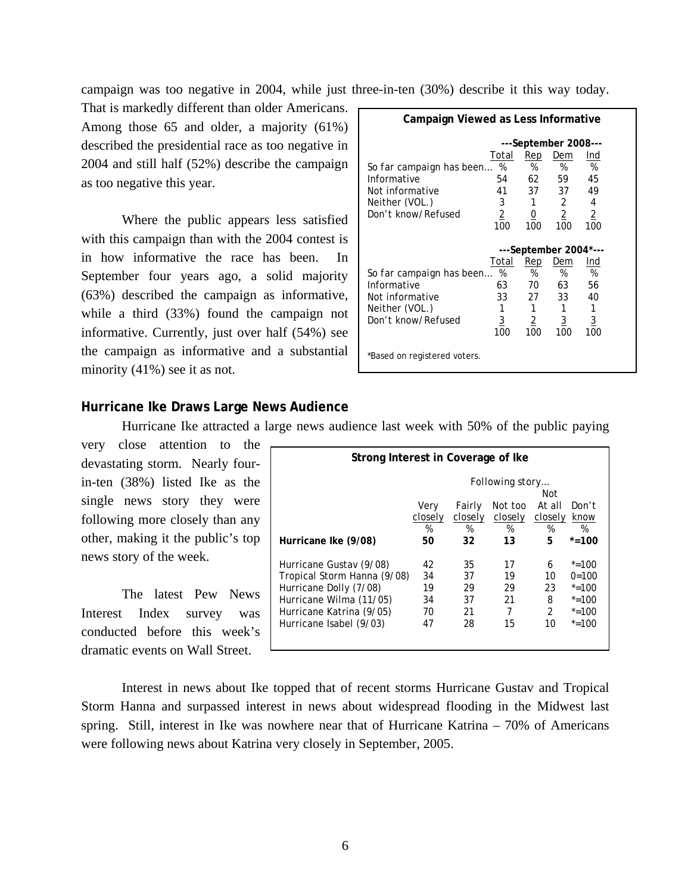campaign was too negative in 2004, while just three-in-ten (30%) describe it this way today. That is markedly different than older Americans. Among those 65 and older, a majority (61%) described the presidential race as too negative in 2004 and still half (52%) describe the campaign as too negative this year.

Where the public appears less satisfied with this campaign than with the 2004 contest is in how informative the race has been. In September four years ago, a solid majority (63%) described the campaign as informative, while a third (33%) found the campaign not informative. Currently, just over half (54%) see the campaign as informative and a substantial minority (41%) see it as not.

**Campaign Viewed as Less Informative**

| | ---September 2008--- | | | |
|---|---|---|---|---|
| | Total | Rep | Dem | Ind |
| So far campaign has been… | % | % | % | % |
| Informative | 54 | 62 | 59 | 45 |
| Not informative | 41 | 37 | 37 | 49 |
| Neither (VOL.) | 3 | 1 | 2 | 4 |
| Don't know/Refused | 2 | 0 | 2 | 2 |
| | 100 | 100 | 100 | 100 |
| | **---September 2004\*---** | | | |
| | Total | Rep | Dem | Ind |
| So far campaign has been… | % | % | % | % |
| Informative | 63 | 70 | 63 | 56 |
| Not informative | 33 | 27 | 33 | 40 |
| Neither (VOL.) | 1 | 1 | 1 | 1 |
| Don't know/Refused | 3 | 2 | 3 | 3 |
| | 100 | 100 | 100 | 100 |

*Based on registered voters.

### Hurricane Ike Draws Large News Audience

Hurricane Ike attracted a large news audience last week with 50% of the public paying very close attention to the devastating storm. Nearly four-in-ten (38%) listed Ike as the single news story they were following more closely than any other, making it the public's top news story of the week.

The latest Pew News Interest Index survey was conducted before this week's dramatic events on Wall Street.

**Strong Interest in Coverage of Ike**

| | Following story… | | | | |
|---|---|---|---|---|---|
| | Very closely | Fairly closely | Not too closely | Not At all closely | Don't know |
| | % | % | % | % | % |
| **Hurricane Ike (9/08)** | **50** | **32** | **13** | **5** | **\*=100** |
| Hurricane Gustav (9/08) | 42 | 35 | 17 | 6 | *=100 |
| Tropical Storm Hanna (9/08) | 34 | 37 | 19 | 10 | 0=100 |
| Hurricane Dolly (7/08) | 19 | 29 | 29 | 23 | *=100 |
| Hurricane Wilma (11/05) | 34 | 37 | 21 | 8 | *=100 |
| Hurricane Katrina (9/05) | 70 | 21 | 7 | 2 | *=100 |
| Hurricane Isabel (9/03) | 47 | 28 | 15 | 10 | *=100 |

Interest in news about Ike topped that of recent storms Hurricane Gustav and Tropical Storm Hanna and surpassed interest in news about widespread flooding in the Midwest last spring. Still, interest in Ike was nowhere near that of Hurricane Katrina – 70% of Americans were following news about Katrina very closely in September, 2005.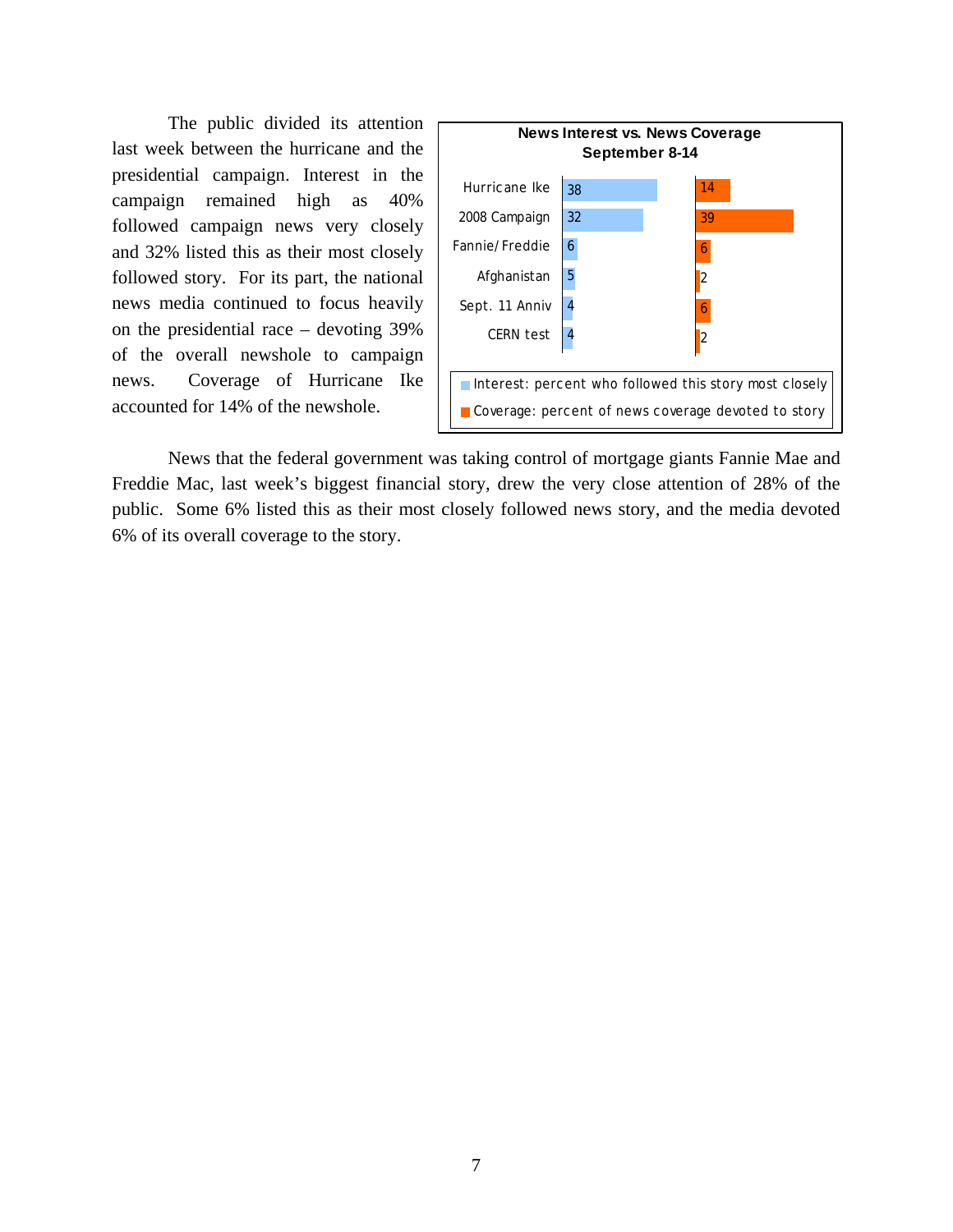The public divided its attention last week between the hurricane and the presidential campaign. Interest in the campaign remained high as 40% followed campaign news very closely and 32% listed this as their most closely followed story. For its part, the national news media continued to focus heavily on the presidential race – devoting 39% of the overall newshole to campaign news. Coverage of Hurricane Ike accounted for 14% of the newshole.

**News Interest vs. News Coverage**
**September 8-14**

| | Interest | Coverage |
|---|---|---|
| Hurricane Ike | 38 | 14 |
| 2008 Campaign | 32 | 39 |
| Fannie/Freddie | 6 | 6 |
| Afghanistan | 5 | 2 |
| Sept. 11 Anniv | 4 | 6 |
| CERN test | 4 | 2 |

Interest: percent who followed this story most closely
Coverage: percent of news coverage devoted to story

News that the federal government was taking control of mortgage giants Fannie Mae and Freddie Mac, last week's biggest financial story, drew the very close attention of 28% of the public. Some 6% listed this as their most closely followed news story, and the media devoted 6% of its overall coverage to the story.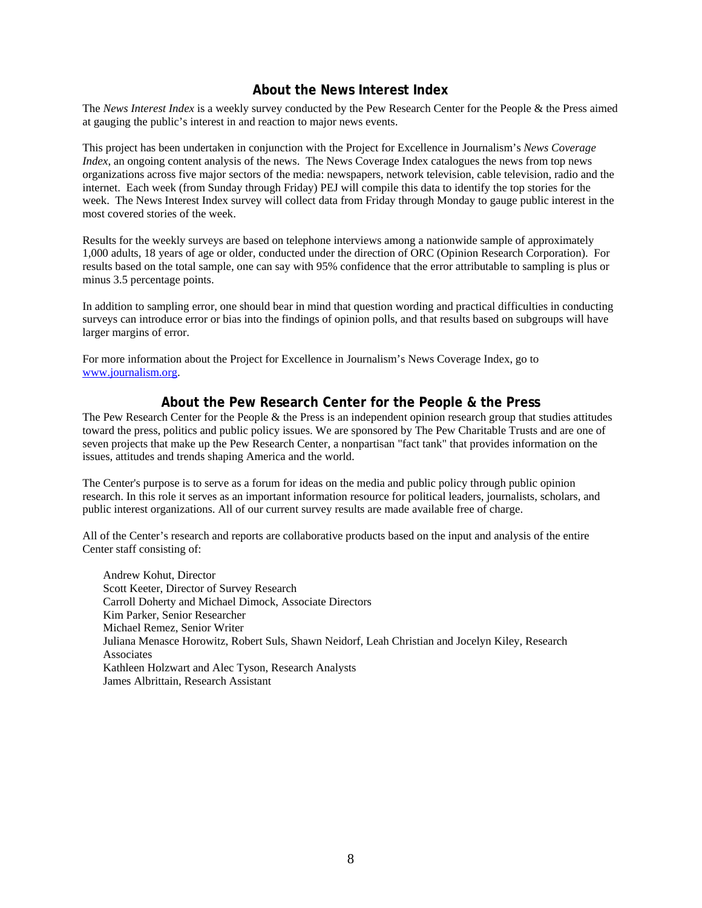## About the News Interest Index

The *News Interest Index* is a weekly survey conducted by the Pew Research Center for the People & the Press aimed at gauging the public's interest in and reaction to major news events.

This project has been undertaken in conjunction with the Project for Excellence in Journalism's *News Coverage Index*, an ongoing content analysis of the news. The News Coverage Index catalogues the news from top news organizations across five major sectors of the media: newspapers, network television, cable television, radio and the internet. Each week (from Sunday through Friday) PEJ will compile this data to identify the top stories for the week. The News Interest Index survey will collect data from Friday through Monday to gauge public interest in the most covered stories of the week.

Results for the weekly surveys are based on telephone interviews among a nationwide sample of approximately 1,000 adults, 18 years of age or older, conducted under the direction of ORC (Opinion Research Corporation). For results based on the total sample, one can say with 95% confidence that the error attributable to sampling is plus or minus 3.5 percentage points.

In addition to sampling error, one should bear in mind that question wording and practical difficulties in conducting surveys can introduce error or bias into the findings of opinion polls, and that results based on subgroups will have larger margins of error.

For more information about the Project for Excellence in Journalism's News Coverage Index, go to www.journalism.org.

## About the Pew Research Center for the People & the Press

The Pew Research Center for the People & the Press is an independent opinion research group that studies attitudes toward the press, politics and public policy issues. We are sponsored by The Pew Charitable Trusts and are one of seven projects that make up the Pew Research Center, a nonpartisan "fact tank" that provides information on the issues, attitudes and trends shaping America and the world.

The Center's purpose is to serve as a forum for ideas on the media and public policy through public opinion research. In this role it serves as an important information resource for political leaders, journalists, scholars, and public interest organizations. All of our current survey results are made available free of charge.

All of the Center's research and reports are collaborative products based on the input and analysis of the entire Center staff consisting of:

Andrew Kohut, Director
Scott Keeter, Director of Survey Research
Carroll Doherty and Michael Dimock, Associate Directors
Kim Parker, Senior Researcher
Michael Remez, Senior Writer
Juliana Menasce Horowitz, Robert Suls, Shawn Neidorf, Leah Christian and Jocelyn Kiley, Research Associates
Kathleen Holzwart and Alec Tyson, Research Analysts
James Albrittain, Research Assistant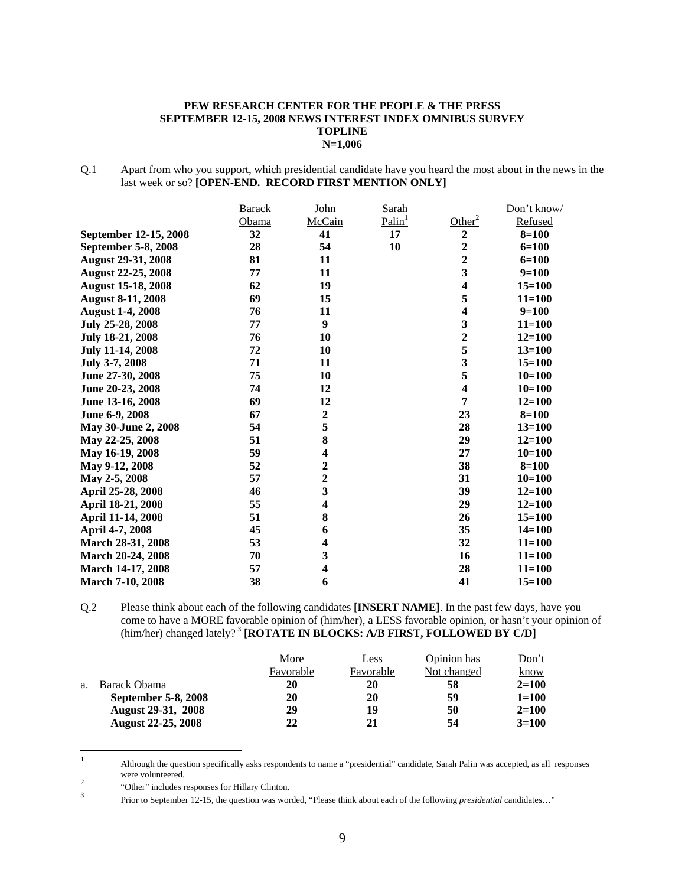**PEW RESEARCH CENTER FOR THE PEOPLE & THE PRESS**
**SEPTEMBER 12-15, 2008 NEWS INTEREST INDEX OMNIBUS SURVEY**
**TOPLINE**
**N=1,006**

Q.1 Apart from who you support, which presidential candidate have you heard the most about in the news in the last week or so? **[OPEN-END. RECORD FIRST MENTION ONLY]**

| | Barack Obama | John McCain | Sarah Palin[1] | Other[2] | Don't know/ Refused |
|---|---|---|---|---|---|
| **September 12-15, 2008** | **32** | **41** | **17** | **2** | **8=100** |
| **September 5-8, 2008** | **28** | **54** | **10** | **2** | **6=100** |
| **August 29-31, 2008** | **81** | **11** | | **2** | **6=100** |
| **August 22-25, 2008** | **77** | **11** | | **3** | **9=100** |
| **August 15-18, 2008** | **62** | **19** | | **4** | **15=100** |
| **August 8-11, 2008** | **69** | **15** | | **5** | **11=100** |
| **August 1-4, 2008** | **76** | **11** | | **4** | **9=100** |
| **July 25-28, 2008** | **77** | **9** | | **3** | **11=100** |
| **July 18-21, 2008** | **76** | **10** | | **2** | **12=100** |
| **July 11-14, 2008** | **72** | **10** | | **5** | **13=100** |
| **July 3-7, 2008** | **71** | **11** | | **3** | **15=100** |
| **June 27-30, 2008** | **75** | **10** | | **5** | **10=100** |
| **June 20-23, 2008** | **74** | **12** | | **4** | **10=100** |
| **June 13-16, 2008** | **69** | **12** | | **7** | **12=100** |
| **June 6-9, 2008** | **67** | **2** | | **23** | **8=100** |
| **May 30-June 2, 2008** | **54** | **5** | | **28** | **13=100** |
| **May 22-25, 2008** | **51** | **8** | | **29** | **12=100** |
| **May 16-19, 2008** | **59** | **4** | | **27** | **10=100** |
| **May 9-12, 2008** | **52** | **2** | | **38** | **8=100** |
| **May 2-5, 2008** | **57** | **2** | | **31** | **10=100** |
| **April 25-28, 2008** | **46** | **3** | | **39** | **12=100** |
| **April 18-21, 2008** | **55** | **4** | | **29** | **12=100** |
| **April 11-14, 2008** | **51** | **8** | | **26** | **15=100** |
| **April 4-7, 2008** | **45** | **6** | | **35** | **14=100** |
| **March 28-31, 2008** | **53** | **4** | | **32** | **11=100** |
| **March 20-24, 2008** | **70** | **3** | | **16** | **11=100** |
| **March 14-17, 2008** | **57** | **4** | | **28** | **11=100** |
| **March 7-10, 2008** | **38** | **6** | | **41** | **15=100** |

Q.2 Please think about each of the following candidates **[INSERT NAME]**. In the past few days, have you come to have a MORE favorable opinion of (him/her), a LESS favorable opinion, or hasn't your opinion of (him/her) changed lately?[3] **[ROTATE IN BLOCKS: A/B FIRST, FOLLOWED BY C/D]**

| | More Favorable | Less Favorable | Opinion has Not changed | Don't know |
|---|---|---|---|---|
| a. Barack Obama | **20** | **20** | **58** | **2=100** |
| **September 5-8, 2008** | **20** | **20** | **59** | **1=100** |
| **August 29-31, 2008** | **29** | **19** | **50** | **2=100** |
| **August 22-25, 2008** | **22** | **21** | **54** | **3=100** |

[1] Although the question specifically asks respondents to name a "presidential" candidate, Sarah Palin was accepted, as all responses were volunteered.

[2] "Other" includes responses for Hillary Clinton.

[3] Prior to September 12-15, the question was worded, "Please think about each of the following *presidential* candidates…"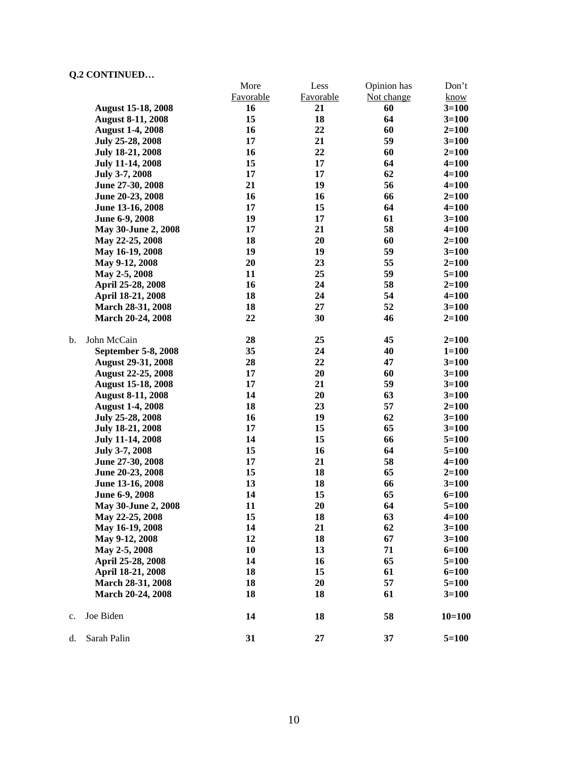**Q.2 CONTINUED…**

| | More Favorable | Less Favorable | Opinion has Not change | Don't know |
|---|---|---|---|---|
| **August 15-18, 2008** | **16** | **21** | **60** | **3=100** |
| **August 8-11, 2008** | **15** | **18** | **64** | **3=100** |
| **August 1-4, 2008** | **16** | **22** | **60** | **2=100** |
| **July 25-28, 2008** | **17** | **21** | **59** | **3=100** |
| **July 18-21, 2008** | **16** | **22** | **60** | **2=100** |
| **July 11-14, 2008** | **15** | **17** | **64** | **4=100** |
| **July 3-7, 2008** | **17** | **17** | **62** | **4=100** |
| **June 27-30, 2008** | **21** | **19** | **56** | **4=100** |
| **June 20-23, 2008** | **16** | **16** | **66** | **2=100** |
| **June 13-16, 2008** | **17** | **15** | **64** | **4=100** |
| **June 6-9, 2008** | **19** | **17** | **61** | **3=100** |
| **May 30-June 2, 2008** | **17** | **21** | **58** | **4=100** |
| **May 22-25, 2008** | **18** | **20** | **60** | **2=100** |
| **May 16-19, 2008** | **19** | **19** | **59** | **3=100** |
| **May 9-12, 2008** | **20** | **23** | **55** | **2=100** |
| **May 2-5, 2008** | **11** | **25** | **59** | **5=100** |
| **April 25-28, 2008** | **16** | **24** | **58** | **2=100** |
| **April 18-21, 2008** | **18** | **24** | **54** | **4=100** |
| **March 28-31, 2008** | **18** | **27** | **52** | **3=100** |
| **March 20-24, 2008** | **22** | **30** | **46** | **2=100** |
| b. John McCain | **28** | **25** | **45** | **2=100** |
| **September 5-8, 2008** | **35** | **24** | **40** | **1=100** |
| **August 29-31, 2008** | **28** | **22** | **47** | **3=100** |
| **August 22-25, 2008** | **17** | **20** | **60** | **3=100** |
| **August 15-18, 2008** | **17** | **21** | **59** | **3=100** |
| **August 8-11, 2008** | **14** | **20** | **63** | **3=100** |
| **August 1-4, 2008** | **18** | **23** | **57** | **2=100** |
| **July 25-28, 2008** | **16** | **19** | **62** | **3=100** |
| **July 18-21, 2008** | **17** | **15** | **65** | **3=100** |
| **July 11-14, 2008** | **14** | **15** | **66** | **5=100** |
| **July 3-7, 2008** | **15** | **16** | **64** | **5=100** |
| **June 27-30, 2008** | **17** | **21** | **58** | **4=100** |
| **June 20-23, 2008** | **15** | **18** | **65** | **2=100** |
| **June 13-16, 2008** | **13** | **18** | **66** | **3=100** |
| **June 6-9, 2008** | **14** | **15** | **65** | **6=100** |
| **May 30-June 2, 2008** | **11** | **20** | **64** | **5=100** |
| **May 22-25, 2008** | **15** | **18** | **63** | **4=100** |
| **May 16-19, 2008** | **14** | **21** | **62** | **3=100** |
| **May 9-12, 2008** | **12** | **18** | **67** | **3=100** |
| **May 2-5, 2008** | **10** | **13** | **71** | **6=100** |
| **April 25-28, 2008** | **14** | **16** | **65** | **5=100** |
| **April 18-21, 2008** | **18** | **15** | **61** | **6=100** |
| **March 28-31, 2008** | **18** | **20** | **57** | **5=100** |
| **March 20-24, 2008** | **18** | **18** | **61** | **3=100** |
| c. Joe Biden | **14** | **18** | **58** | **10=100** |
| d. Sarah Palin | **31** | **27** | **37** | **5=100** |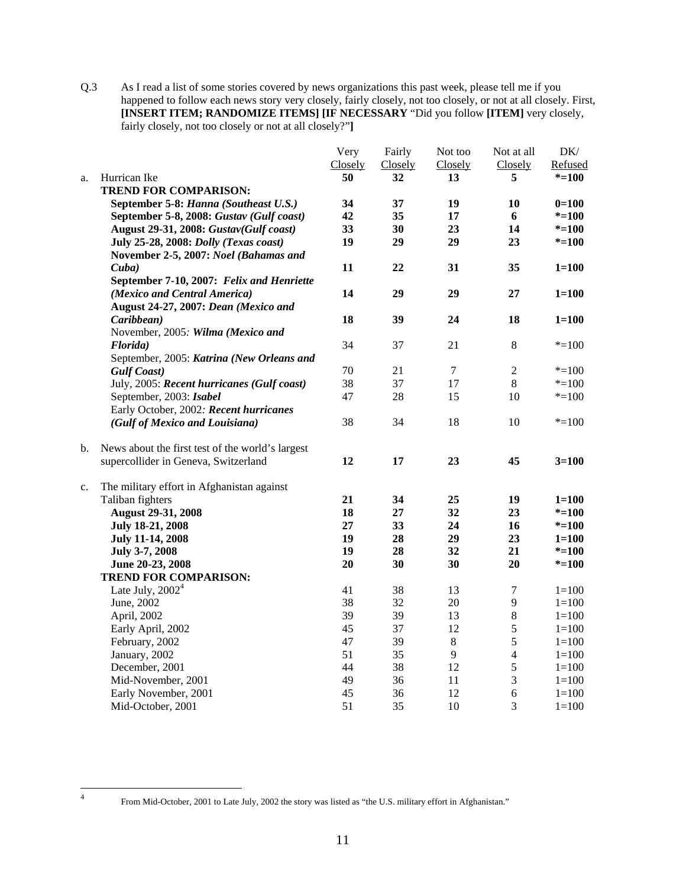Q.3 As I read a list of some stories covered by news organizations this past week, please tell me if you happened to follow each news story very closely, fairly closely, not too closely, or not at all closely. First, **[INSERT ITEM; RANDOMIZE ITEMS] [IF NECESSARY** "Did you follow **[ITEM]** very closely, fairly closely, not too closely or not at all closely?"**]**

| | | Very Closely | Fairly Closely | Not too Closely | Not at all Closely | DK/ Refused |
|---|---|---|---|---|---|---|
| a. | Hurrican Ike | **50** | **32** | **13** | **5** | ***=100** |
| | **TREND FOR COMPARISON:** | | | | | |
| | **September 5-8: *Hanna (Southeast U.S.)*** | **34** | **37** | **19** | **10** | **0=100** |
| | **September 5-8, 2008: *Gustav (Gulf coast)*** | **42** | **35** | **17** | **6** | ***=100** |
| | **August 29-31, 2008: *Gustav(Gulf coast)*** | **33** | **30** | **23** | **14** | ***=100** |
| | **July 25-28, 2008: *Dolly (Texas coast)*** | **19** | **29** | **29** | **23** | ***=100** |
| | **November 2-5, 2007: *Noel (Bahamas and Cuba)*** | **11** | **22** | **31** | **35** | **1=100** |
| | **September 7-10, 2007: *Felix and Henriette (Mexico and Central America)*** | **14** | **29** | **29** | **27** | **1=100** |
| | **August 24-27, 2007: *Dean (Mexico and Caribbean)*** | **18** | **39** | **24** | **18** | **1=100** |
| | November, 2005: ***Wilma (Mexico and Florida)*** | 34 | 37 | 21 | 8 | *=100 |
| | September, 2005: ***Katrina (New Orleans and Gulf Coast)*** | 70 | 21 | 7 | 2 | *=100 |
| | July, 2005: ***Recent hurricanes (Gulf coast)*** | 38 | 37 | 17 | 8 | *=100 |
| | September, 2003: ***Isabel*** | 47 | 28 | 15 | 10 | *=100 |
| | Early October, 2002: ***Recent hurricanes (Gulf of Mexico and Louisiana)*** | 38 | 34 | 18 | 10 | *=100 |
| b. | News about the first test of the world's largest supercollider in Geneva, Switzerland | **12** | **17** | **23** | **45** | **3=100** |
| c. | The military effort in Afghanistan against Taliban fighters | **21** | **34** | **25** | **19** | **1=100** |
| | **August 29-31, 2008** | **18** | **27** | **32** | **23** | ***=100** |
| | **July 18-21, 2008** | **27** | **33** | **24** | **16** | ***=100** |
| | **July 11-14, 2008** | **19** | **28** | **29** | **23** | **1=100** |
| | **July 3-7, 2008** | **19** | **28** | **32** | **21** | ***=100** |
| | **June 20-23, 2008** | **20** | **30** | **30** | **20** | ***=100** |
| | **TREND FOR COMPARISON:** | | | | | |
| | Late July, 2002[4] | 41 | 38 | 13 | 7 | 1=100 |
| | June, 2002 | 38 | 32 | 20 | 9 | 1=100 |
| | April, 2002 | 39 | 39 | 13 | 8 | 1=100 |
| | Early April, 2002 | 45 | 37 | 12 | 5 | 1=100 |
| | February, 2002 | 47 | 39 | 8 | 5 | 1=100 |
| | January, 2002 | 51 | 35 | 9 | 4 | 1=100 |
| | December, 2001 | 44 | 38 | 12 | 5 | 1=100 |
| | Mid-November, 2001 | 49 | 36 | 11 | 3 | 1=100 |
| | Early November, 2001 | 45 | 36 | 12 | 6 | 1=100 |
| | Mid-October, 2001 | 51 | 35 | 10 | 3 | 1=100 |

[4] From Mid-October, 2001 to Late July, 2002 the story was listed as "the U.S. military effort in Afghanistan."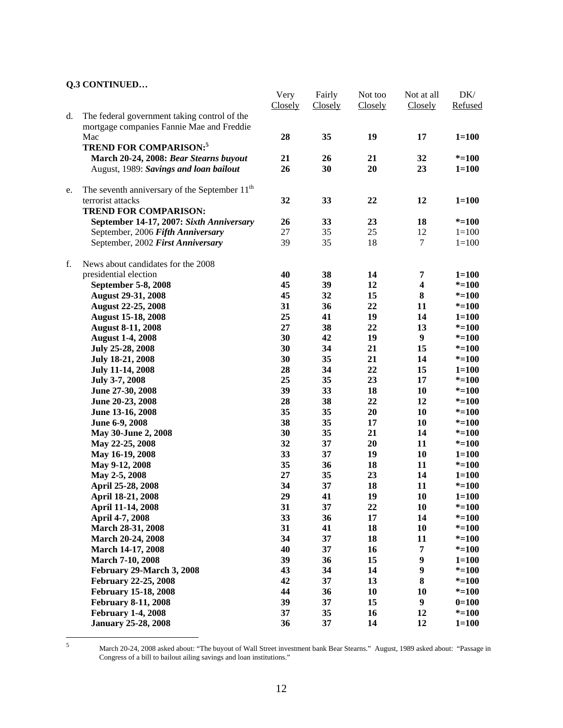**Q.3 CONTINUED…**

| | | Very Closely | Fairly Closely | Not too Closely | Not at all Closely | DK/ Refused |
|---|---|---|---|---|---|---|
| d. | The federal government taking control of the mortgage companies Fannie Mae and Freddie Mac | **28** | **35** | **19** | **17** | **1=100** |
| | **TREND FOR COMPARISON:**[5] | | | | | |
| | **March 20-24, 2008: *Bear Stearns buyout*** | **21** | **26** | **21** | **32** | ***=100** |
| | August, 1989: ***Savings and loan bailout*** | **26** | **30** | **20** | **23** | **1=100** |
| e. | The seventh anniversary of the September 11th terrorist attacks | **32** | **33** | **22** | **12** | **1=100** |
| | **TREND FOR COMPARISON:** | | | | | |
| | **September 14-17, 2007: *Sixth Anniversary*** | **26** | **33** | **23** | **18** | ***=100** |
| | September, 2006 ***Fifth Anniversary*** | 27 | 35 | 25 | 12 | 1=100 |
| | September, 2002 ***First Anniversary*** | 39 | 35 | 18 | 7 | 1=100 |
| f. | News about candidates for the 2008 presidential election | **40** | **38** | **14** | **7** | **1=100** |
| | **September 5-8, 2008** | **45** | **39** | **12** | **4** | ***=100** |
| | **August 29-31, 2008** | **45** | **32** | **15** | **8** | ***=100** |
| | **August 22-25, 2008** | **31** | **36** | **22** | **11** | ***=100** |
| | **August 15-18, 2008** | **25** | **41** | **19** | **14** | **1=100** |
| | **August 8-11, 2008** | **27** | **38** | **22** | **13** | ***=100** |
| | **August 1-4, 2008** | **30** | **42** | **19** | **9** | ***=100** |
| | **July 25-28, 2008** | **30** | **34** | **21** | **15** | ***=100** |
| | **July 18-21, 2008** | **30** | **35** | **21** | **14** | ***=100** |
| | **July 11-14, 2008** | **28** | **34** | **22** | **15** | **1=100** |
| | **July 3-7, 2008** | **25** | **35** | **23** | **17** | ***=100** |
| | **June 27-30, 2008** | **39** | **33** | **18** | **10** | ***=100** |
| | **June 20-23, 2008** | **28** | **38** | **22** | **12** | ***=100** |
| | **June 13-16, 2008** | **35** | **35** | **20** | **10** | ***=100** |
| | **June 6-9, 2008** | **38** | **35** | **17** | **10** | ***=100** |
| | **May 30-June 2, 2008** | **30** | **35** | **21** | **14** | ***=100** |
| | **May 22-25, 2008** | **32** | **37** | **20** | **11** | ***=100** |
| | **May 16-19, 2008** | **33** | **37** | **19** | **10** | **1=100** |
| | **May 9-12, 2008** | **35** | **36** | **18** | **11** | ***=100** |
| | **May 2-5, 2008** | **27** | **35** | **23** | **14** | **1=100** |
| | **April 25-28, 2008** | **34** | **37** | **18** | **11** | ***=100** |
| | **April 18-21, 2008** | **29** | **41** | **19** | **10** | **1=100** |
| | **April 11-14, 2008** | **31** | **37** | **22** | **10** | ***=100** |
| | **April 4-7, 2008** | **33** | **36** | **17** | **14** | ***=100** |
| | **March 28-31, 2008** | **31** | **41** | **18** | **10** | ***=100** |
| | **March 20-24, 2008** | **34** | **37** | **18** | **11** | ***=100** |
| | **March 14-17, 2008** | **40** | **37** | **16** | **7** | ***=100** |
| | **March 7-10, 2008** | **39** | **36** | **15** | **9** | **1=100** |
| | **February 29-March 3, 2008** | **43** | **34** | **14** | **9** | ***=100** |
| | **February 22-25, 2008** | **42** | **37** | **13** | **8** | ***=100** |
| | **February 15-18, 2008** | **44** | **36** | **10** | **10** | ***=100** |
| | **February 8-11, 2008** | **39** | **37** | **15** | **9** | **0=100** |
| | **February 1-4, 2008** | **37** | **35** | **16** | **12** | ***=100** |
| | **January 25-28, 2008** | **36** | **37** | **14** | **12** | **1=100** |

[5] March 20-24, 2008 asked about: "The buyout of Wall Street investment bank Bear Stearns." August, 1989 asked about: "Passage in Congress of a bill to bailout ailing savings and loan institutions."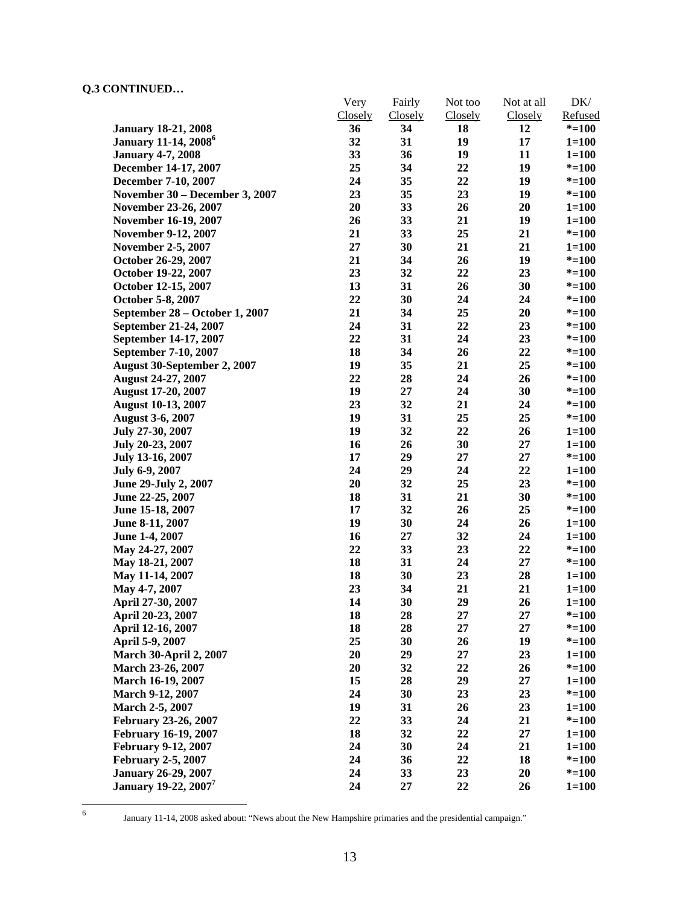**Q.3 CONTINUED…**

| | Very Closely | Fairly Closely | Not too Closely | Not at all Closely | DK/ Refused |
|---|---|---|---|---|---|
| **January 18-21, 2008** | **36** | **34** | **18** | **12** | ***=100** |
| **January 11-14, 2008[6]** | **32** | **31** | **19** | **17** | **1=100** |
| **January 4-7, 2008** | **33** | **36** | **19** | **11** | **1=100** |
| **December 14-17, 2007** | **25** | **34** | **22** | **19** | ***=100** |
| **December 7-10, 2007** | **24** | **35** | **22** | **19** | ***=100** |
| **November 30 – December 3, 2007** | **23** | **35** | **23** | **19** | ***=100** |
| **November 23-26, 2007** | **20** | **33** | **26** | **20** | **1=100** |
| **November 16-19, 2007** | **26** | **33** | **21** | **19** | **1=100** |
| **November 9-12, 2007** | **21** | **33** | **25** | **21** | ***=100** |
| **November 2-5, 2007** | **27** | **30** | **21** | **21** | **1=100** |
| **October 26-29, 2007** | **21** | **34** | **26** | **19** | ***=100** |
| **October 19-22, 2007** | **23** | **32** | **22** | **23** | ***=100** |
| **October 12-15, 2007** | **13** | **31** | **26** | **30** | ***=100** |
| **October 5-8, 2007** | **22** | **30** | **24** | **24** | ***=100** |
| **September 28 – October 1, 2007** | **21** | **34** | **25** | **20** | ***=100** |
| **September 21-24, 2007** | **24** | **31** | **22** | **23** | ***=100** |
| **September 14-17, 2007** | **22** | **31** | **24** | **23** | ***=100** |
| **September 7-10, 2007** | **18** | **34** | **26** | **22** | ***=100** |
| **August 30-September 2, 2007** | **19** | **35** | **21** | **25** | ***=100** |
| **August 24-27, 2007** | **22** | **28** | **24** | **26** | ***=100** |
| **August 17-20, 2007** | **19** | **27** | **24** | **30** | ***=100** |
| **August 10-13, 2007** | **23** | **32** | **21** | **24** | ***=100** |
| **August 3-6, 2007** | **19** | **31** | **25** | **25** | ***=100** |
| **July 27-30, 2007** | **19** | **32** | **22** | **26** | **1=100** |
| **July 20-23, 2007** | **16** | **26** | **30** | **27** | **1=100** |
| **July 13-16, 2007** | **17** | **29** | **27** | **27** | ***=100** |
| **July 6-9, 2007** | **24** | **29** | **24** | **22** | **1=100** |
| **June 29-July 2, 2007** | **20** | **32** | **25** | **23** | ***=100** |
| **June 22-25, 2007** | **18** | **31** | **21** | **30** | ***=100** |
| **June 15-18, 2007** | **17** | **32** | **26** | **25** | ***=100** |
| **June 8-11, 2007** | **19** | **30** | **24** | **26** | **1=100** |
| **June 1-4, 2007** | **16** | **27** | **32** | **24** | **1=100** |
| **May 24-27, 2007** | **22** | **33** | **23** | **22** | ***=100** |
| **May 18-21, 2007** | **18** | **31** | **24** | **27** | ***=100** |
| **May 11-14, 2007** | **18** | **30** | **23** | **28** | **1=100** |
| **May 4-7, 2007** | **23** | **34** | **21** | **21** | **1=100** |
| **April 27-30, 2007** | **14** | **30** | **29** | **26** | **1=100** |
| **April 20-23, 2007** | **18** | **28** | **27** | **27** | ***=100** |
| **April 12-16, 2007** | **18** | **28** | **27** | **27** | ***=100** |
| **April 5-9, 2007** | **25** | **30** | **26** | **19** | ***=100** |
| **March 30-April 2, 2007** | **20** | **29** | **27** | **23** | **1=100** |
| **March 23-26, 2007** | **20** | **32** | **22** | **26** | ***=100** |
| **March 16-19, 2007** | **15** | **28** | **29** | **27** | **1=100** |
| **March 9-12, 2007** | **24** | **30** | **23** | **23** | ***=100** |
| **March 2-5, 2007** | **19** | **31** | **26** | **23** | **1=100** |
| **February 23-26, 2007** | **22** | **33** | **24** | **21** | ***=100** |
| **February 16-19, 2007** | **18** | **32** | **22** | **27** | **1=100** |
| **February 9-12, 2007** | **24** | **30** | **24** | **21** | **1=100** |
| **February 2-5, 2007** | **24** | **36** | **22** | **18** | ***=100** |
| **January 26-29, 2007** | **24** | **33** | **23** | **20** | ***=100** |
| **January 19-22, 2007[7]** | **24** | **27** | **22** | **26** | **1=100** |

[6] January 11-14, 2008 asked about: "News about the New Hampshire primaries and the presidential campaign."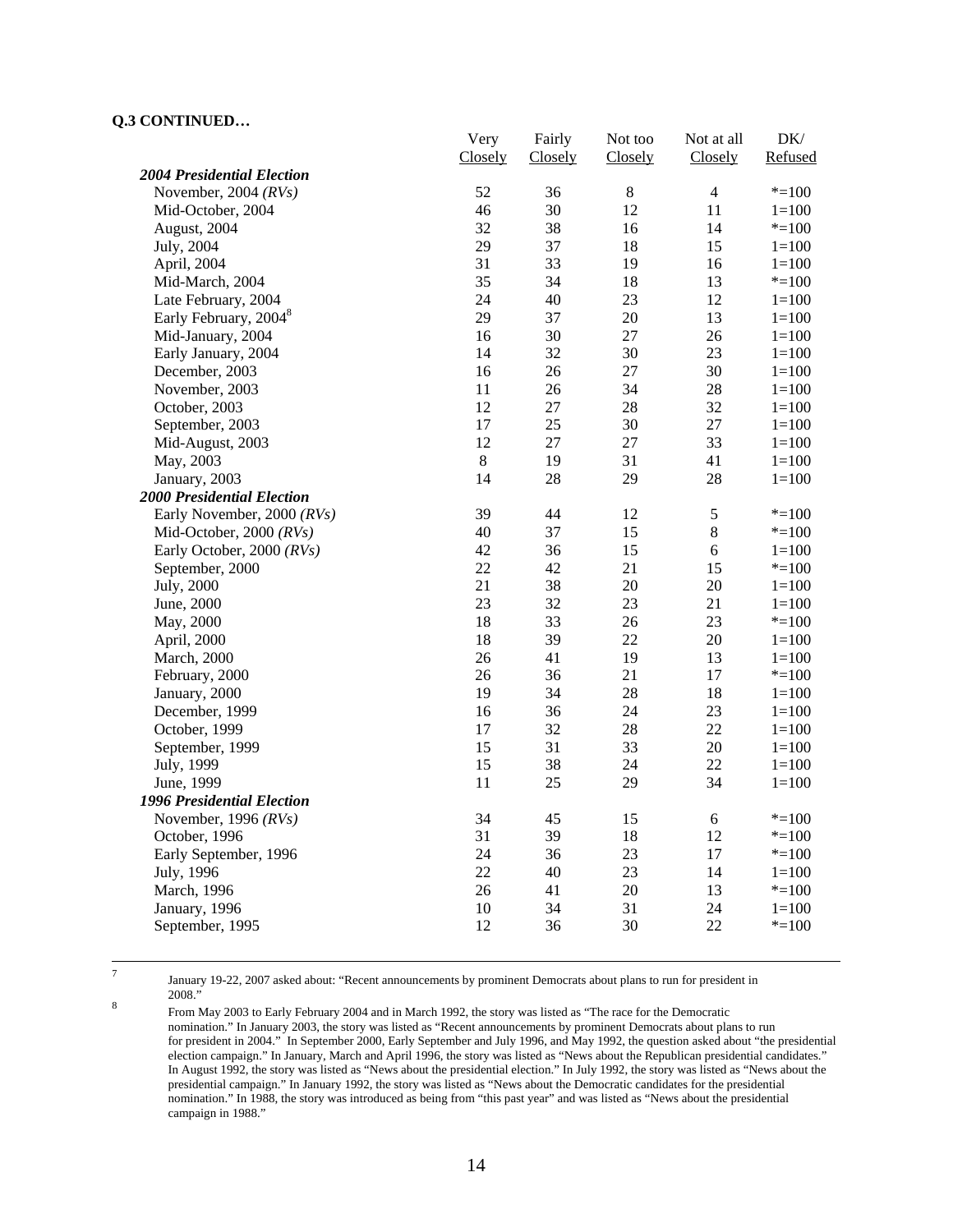**Q.3 CONTINUED…**

| | Very Closely | Fairly Closely | Not too Closely | Not at all Closely | DK/ Refused |
|---|---|---|---|---|---|
| ***2004 Presidential Election*** | | | | | |
| November, 2004 *(RVs)* | 52 | 36 | 8 | 4 | *=100 |
| Mid-October, 2004 | 46 | 30 | 12 | 11 | 1=100 |
| August, 2004 | 32 | 38 | 16 | 14 | *=100 |
| July, 2004 | 29 | 37 | 18 | 15 | 1=100 |
| April, 2004 | 31 | 33 | 19 | 16 | 1=100 |
| Mid-March, 2004 | 35 | 34 | 18 | 13 | *=100 |
| Late February, 2004 | 24 | 40 | 23 | 12 | 1=100 |
| Early February, 2004[8] | 29 | 37 | 20 | 13 | 1=100 |
| Mid-January, 2004 | 16 | 30 | 27 | 26 | 1=100 |
| Early January, 2004 | 14 | 32 | 30 | 23 | 1=100 |
| December, 2003 | 16 | 26 | 27 | 30 | 1=100 |
| November, 2003 | 11 | 26 | 34 | 28 | 1=100 |
| October, 2003 | 12 | 27 | 28 | 32 | 1=100 |
| September, 2003 | 17 | 25 | 30 | 27 | 1=100 |
| Mid-August, 2003 | 12 | 27 | 27 | 33 | 1=100 |
| May, 2003 | 8 | 19 | 31 | 41 | 1=100 |
| January, 2003 | 14 | 28 | 29 | 28 | 1=100 |
| ***2000 Presidential Election*** | | | | | |
| Early November, 2000 *(RVs)* | 39 | 44 | 12 | 5 | *=100 |
| Mid-October, 2000 *(RVs)* | 40 | 37 | 15 | 8 | *=100 |
| Early October, 2000 *(RVs)* | 42 | 36 | 15 | 6 | 1=100 |
| September, 2000 | 22 | 42 | 21 | 15 | *=100 |
| July, 2000 | 21 | 38 | 20 | 20 | 1=100 |
| June, 2000 | 23 | 32 | 23 | 21 | 1=100 |
| May, 2000 | 18 | 33 | 26 | 23 | *=100 |
| April, 2000 | 18 | 39 | 22 | 20 | 1=100 |
| March, 2000 | 26 | 41 | 19 | 13 | 1=100 |
| February, 2000 | 26 | 36 | 21 | 17 | *=100 |
| January, 2000 | 19 | 34 | 28 | 18 | 1=100 |
| December, 1999 | 16 | 36 | 24 | 23 | 1=100 |
| October, 1999 | 17 | 32 | 28 | 22 | 1=100 |
| September, 1999 | 15 | 31 | 33 | 20 | 1=100 |
| July, 1999 | 15 | 38 | 24 | 22 | 1=100 |
| June, 1999 | 11 | 25 | 29 | 34 | 1=100 |
| ***1996 Presidential Election*** | | | | | |
| November, 1996 *(RVs)* | 34 | 45 | 15 | 6 | *=100 |
| October, 1996 | 31 | 39 | 18 | 12 | *=100 |
| Early September, 1996 | 24 | 36 | 23 | 17 | *=100 |
| July, 1996 | 22 | 40 | 23 | 14 | 1=100 |
| March, 1996 | 26 | 41 | 20 | 13 | *=100 |
| January, 1996 | 10 | 34 | 31 | 24 | 1=100 |
| September, 1995 | 12 | 36 | 30 | 22 | *=100 |

---

7 January 19-22, 2007 asked about: "Recent announcements by prominent Democrats about plans to run for president in 2008."

8 From May 2003 to Early February 2004 and in March 1992, the story was listed as "The race for the Democratic nomination." In January 2003, the story was listed as "Recent announcements by prominent Democrats about plans to run for president in 2004." In September 2000, Early September and July 1996, and May 1992, the question asked about "the presidential election campaign." In January, March and April 1996, the story was listed as "News about the Republican presidential candidates." In August 1992, the story was listed as "News about the presidential election." In July 1992, the story was listed as "News about the presidential campaign." In January 1992, the story was listed as "News about the Democratic candidates for the presidential nomination." In 1988, the story was introduced as being from "this past year" and was listed as "News about the presidential campaign in 1988."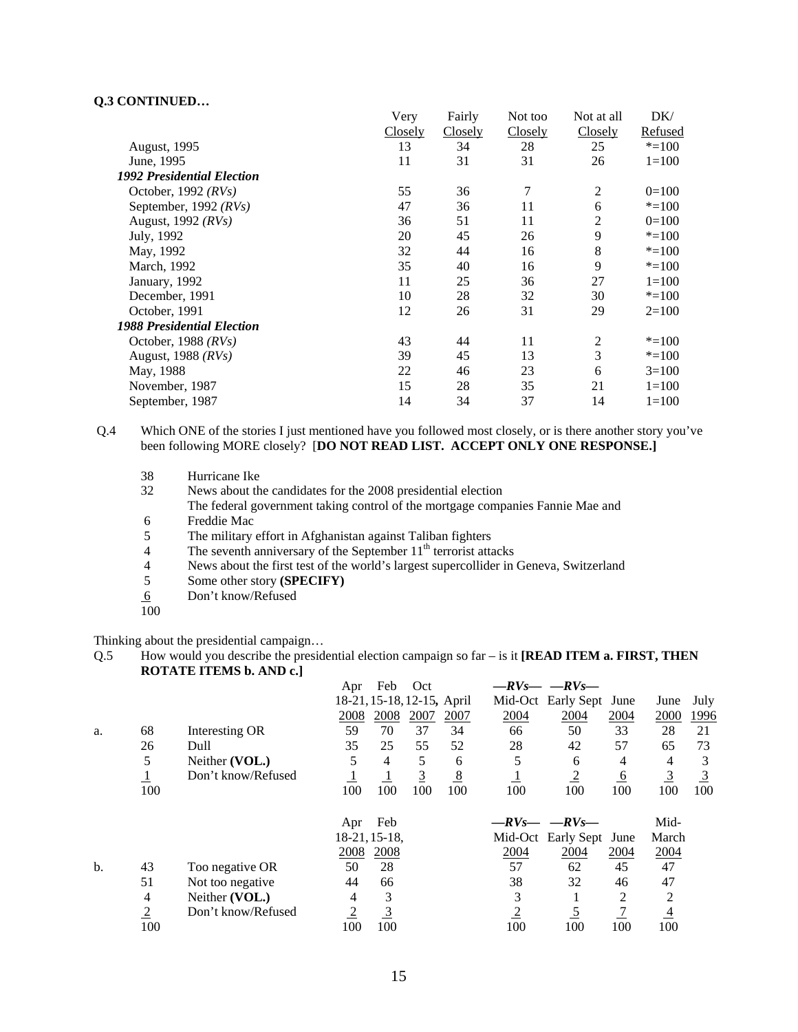**Q.3 CONTINUED…**

| | Very Closely | Fairly Closely | Not too Closely | Not at all Closely | DK/ Refused |
|---|---|---|---|---|---|
| August, 1995 | 13 | 34 | 28 | 25 | *=100 |
| June, 1995 | 11 | 31 | 31 | 26 | 1=100 |
| ***1992 Presidential Election*** | | | | | |
| October, 1992 *(RVs)* | 55 | 36 | 7 | 2 | 0=100 |
| September, 1992 *(RVs)* | 47 | 36 | 11 | 6 | *=100 |
| August, 1992 *(RVs)* | 36 | 51 | 11 | 2 | 0=100 |
| July, 1992 | 20 | 45 | 26 | 9 | *=100 |
| May, 1992 | 32 | 44 | 16 | 8 | *=100 |
| March, 1992 | 35 | 40 | 16 | 9 | *=100 |
| January, 1992 | 11 | 25 | 36 | 27 | 1=100 |
| December, 1991 | 10 | 28 | 32 | 30 | *=100 |
| October, 1991 | 12 | 26 | 31 | 29 | 2=100 |
| ***1988 Presidential Election*** | | | | | |
| October, 1988 *(RVs)* | 43 | 44 | 11 | 2 | *=100 |
| August, 1988 *(RVs)* | 39 | 45 | 13 | 3 | *=100 |
| May, 1988 | 22 | 46 | 23 | 6 | 3=100 |
| November, 1987 | 15 | 28 | 35 | 21 | 1=100 |
| September, 1987 | 14 | 34 | 37 | 14 | 1=100 |

Q.4 Which ONE of the stories I just mentioned have you followed most closely, or is there another story you've been following MORE closely? [**DO NOT READ LIST. ACCEPT ONLY ONE RESPONSE.]**

| | |
|---|---|
| 38 | Hurricane Ike |
| 32 | News about the candidates for the 2008 presidential election |
| 6 | The federal government taking control of the mortgage companies Fannie Mae and Freddie Mac |
| 5 | The military effort in Afghanistan against Taliban fighters |
| 4 | The seventh anniversary of the September 11th terrorist attacks |
| 4 | News about the first test of the world's largest supercollider in Geneva, Switzerland |
| 5 | Some other story **(SPECIFY)** |
| 6 | Don't know/Refused |
| 100 | |

Thinking about the presidential campaign…

Q.5 How would you describe the presidential election campaign so far – is it **[READ ITEM a. FIRST, THEN ROTATE ITEMS b. AND c.]**

| | | | Apr 18-21, 2008 | Feb 15-18, 2008 | Oct 12-15, 2007 | April 2007 | —*RVs*— Mid-Oct 2004 | —*RVs*— Early Sept 2004 | June 2004 | June 2000 | July 1996 |
|---|---|---|---|---|---|---|---|---|---|---|---|
| a. | 68 | Interesting OR | 59 | 70 | 37 | 34 | 66 | 50 | 33 | 28 | 21 |
| | 26 | Dull | 35 | 25 | 55 | 52 | 28 | 42 | 57 | 65 | 73 |
| | 5 | Neither **(VOL.)** | 5 | 4 | 5 | 6 | 5 | 6 | 4 | 4 | 3 |
| | 1 | Don't know/Refused | 1 | 1 | 3 | 8 | 1 | 2 | 6 | 3 | 3 |
| | 100 | | 100 | 100 | 100 | 100 | 100 | 100 | 100 | 100 | 100 |

| | | | Apr 18-21, 2008 | Feb 15-18, 2008 | —*RVs*— Mid-Oct 2004 | —*RVs*— Early Sept 2004 | June 2004 | Mid-March 2004 |
|---|---|---|---|---|---|---|---|---|
| b. | 43 | Too negative OR | 50 | 28 | 57 | 62 | 45 | 47 |
| | 51 | Not too negative | 44 | 66 | 38 | 32 | 46 | 47 |
| | 4 | Neither **(VOL.)** | 4 | 3 | 3 | 1 | 2 | 2 |
| | 2 | Don't know/Refused | 2 | 3 | 2 | 5 | 7 | 4 |
| | 100 | | 100 | 100 | 100 | 100 | 100 | 100 |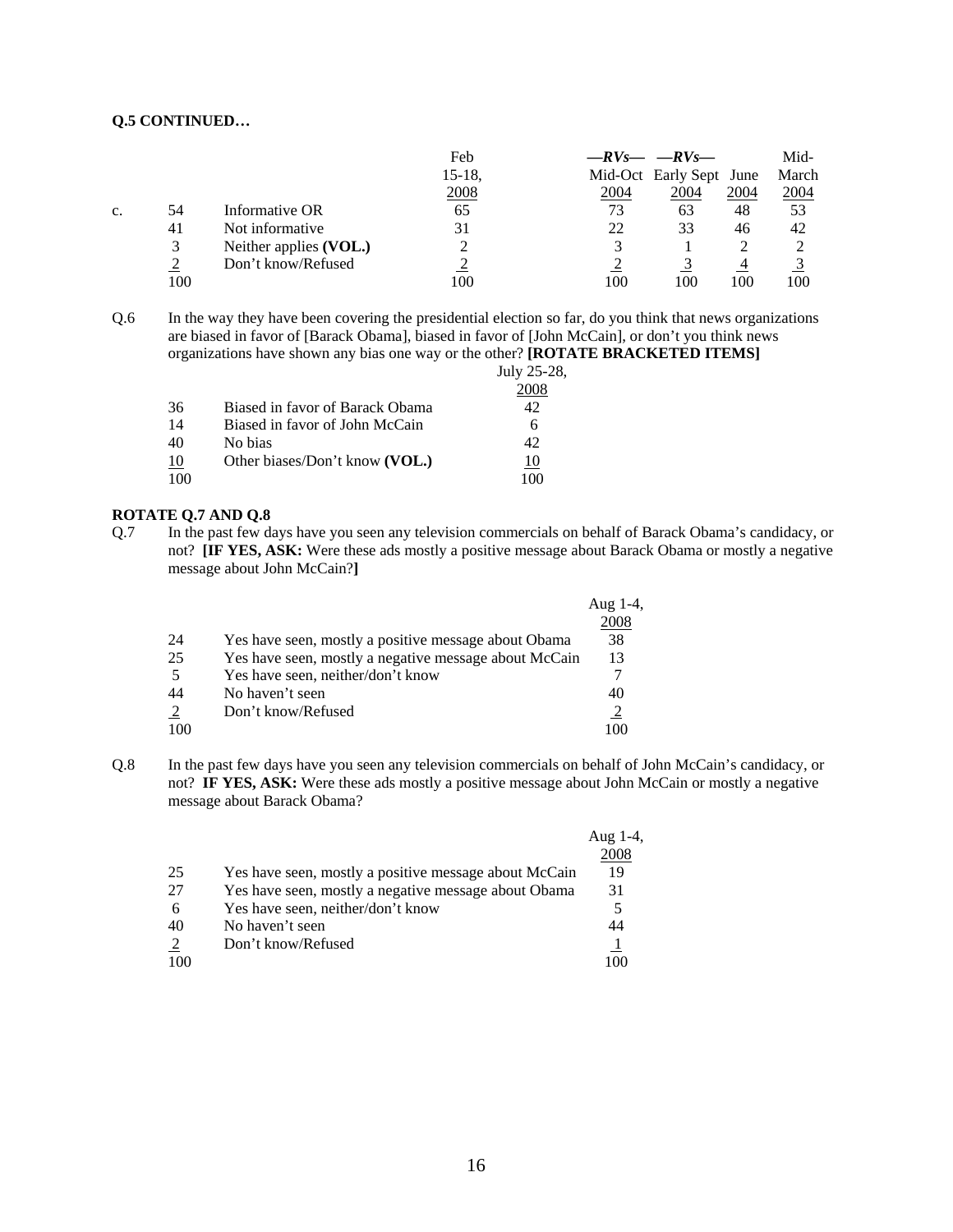**Q.5 CONTINUED…**

| | | | Feb 15-18, 2008 | —*RVs*— Mid-Oct 2004 | —*RVs*— Early Sept 2004 | June 2004 | Mid-March 2004 |
|---|---|---|---|---|---|---|---|
| c. | 54 | Informative OR | 65 | 73 | 63 | 48 | 53 |
| | 41 | Not informative | 31 | 22 | 33 | 46 | 42 |
| | 3 | Neither applies **(VOL.)** | 2 | 3 | 1 | 2 | 2 |
| | 2 | Don't know/Refused | 2 | 2 | 3 | 4 | 3 |
| | 100 | | 100 | 100 | 100 | 100 | 100 |

Q.6 In the way they have been covering the presidential election so far, do you think that news organizations are biased in favor of [Barack Obama], biased in favor of [John McCain], or don't you think news organizations have shown any bias one way or the other? **[ROTATE BRACKETED ITEMS]**

| | | July 25-28, 2008 |
|---|---|---|
| 36 | Biased in favor of Barack Obama | 42 |
| 14 | Biased in favor of John McCain | 6 |
| 40 | No bias | 42 |
| 10 | Other biases/Don't know **(VOL.)** | 10 |
| 100 | | 100 |

**ROTATE Q.7 AND Q.8**

Q.7 In the past few days have you seen any television commercials on behalf of Barack Obama's candidacy, or not? **[IF YES, ASK:** Were these ads mostly a positive message about Barack Obama or mostly a negative message about John McCain?**]**

| | | Aug 1-4, 2008 |
|---|---|---|
| 24 | Yes have seen, mostly a positive message about Obama | 38 |
| 25 | Yes have seen, mostly a negative message about McCain | 13 |
| 5 | Yes have seen, neither/don't know | 7 |
| 44 | No haven't seen | 40 |
| 2 | Don't know/Refused | 2 |
| 100 | | 100 |

Q.8 In the past few days have you seen any television commercials on behalf of John McCain's candidacy, or not? **IF YES, ASK:** Were these ads mostly a positive message about John McCain or mostly a negative message about Barack Obama?

| | | Aug 1-4, 2008 |
|---|---|---|
| 25 | Yes have seen, mostly a positive message about McCain | 19 |
| 27 | Yes have seen, mostly a negative message about Obama | 31 |
| 6 | Yes have seen, neither/don't know | 5 |
| 40 | No haven't seen | 44 |
| 2 | Don't know/Refused | 1 |
| 100 | | 100 |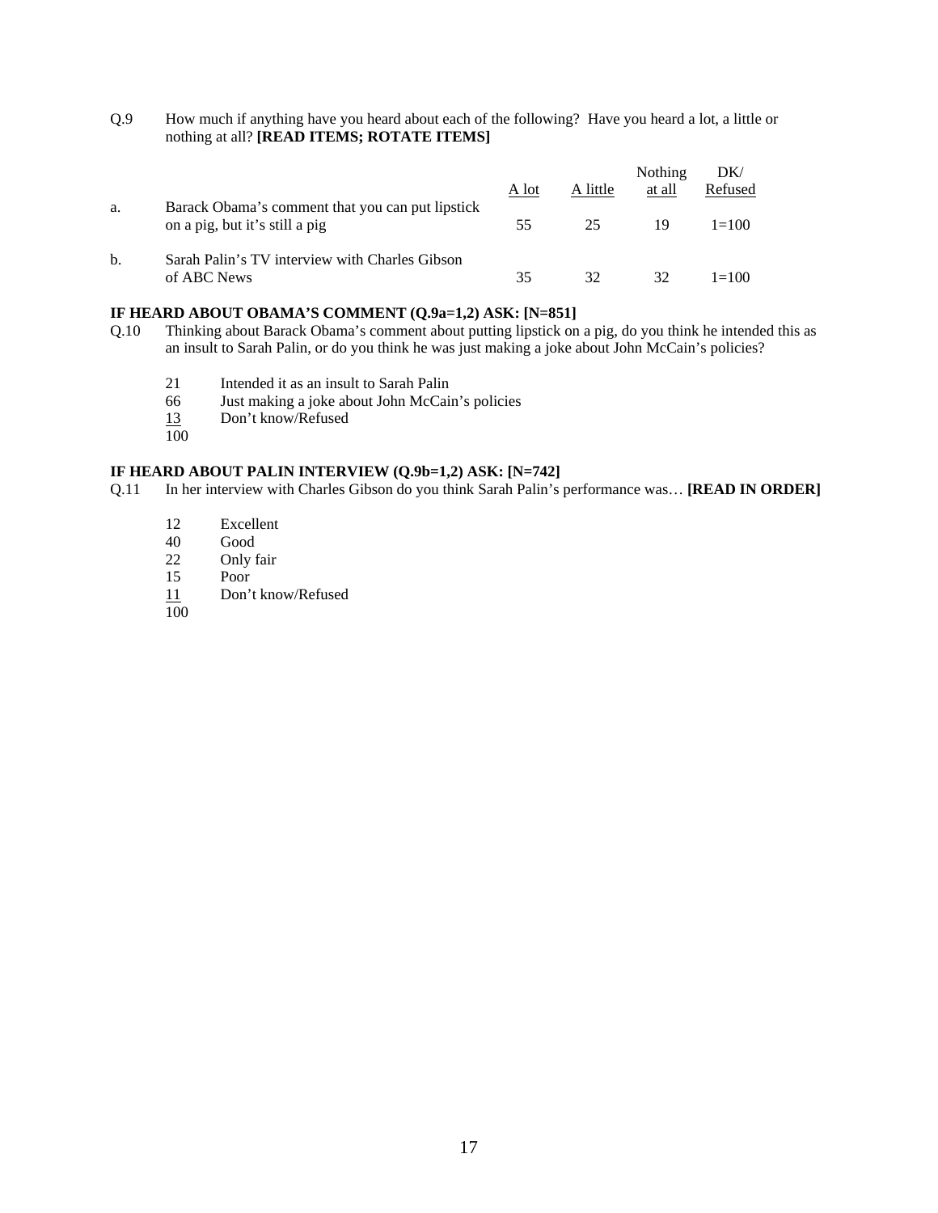Q.9 How much if anything have you heard about each of the following? Have you heard a lot, a little or nothing at all? **[READ ITEMS; ROTATE ITEMS]**

| | | A lot | A little | Nothing at all | DK/ Refused |
|---|---|---|---|---|---|
| a. | Barack Obama's comment that you can put lipstick on a pig, but it's still a pig | 55 | 25 | 19 | 1=100 |
| b. | Sarah Palin's TV interview with Charles Gibson of ABC News | 35 | 32 | 32 | 1=100 |

**IF HEARD ABOUT OBAMA'S COMMENT (Q.9a=1,2) ASK: [N=851]**

Q.10 Thinking about Barack Obama's comment about putting lipstick on a pig, do you think he intended this as an insult to Sarah Palin, or do you think he was just making a joke about John McCain's policies?

| | |
|---|---|
| 21 | Intended it as an insult to Sarah Palin |
| 66 | Just making a joke about John McCain's policies |
| 13 | Don't know/Refused |
| 100 | |

**IF HEARD ABOUT PALIN INTERVIEW (Q.9b=1,2) ASK: [N=742]**

Q.11 In her interview with Charles Gibson do you think Sarah Palin's performance was… **[READ IN ORDER]**

| | |
|---|---|
| 12 | Excellent |
| 40 | Good |
| 22 | Only fair |
| 15 | Poor |
| 11 | Don't know/Refused |
| 100 | |